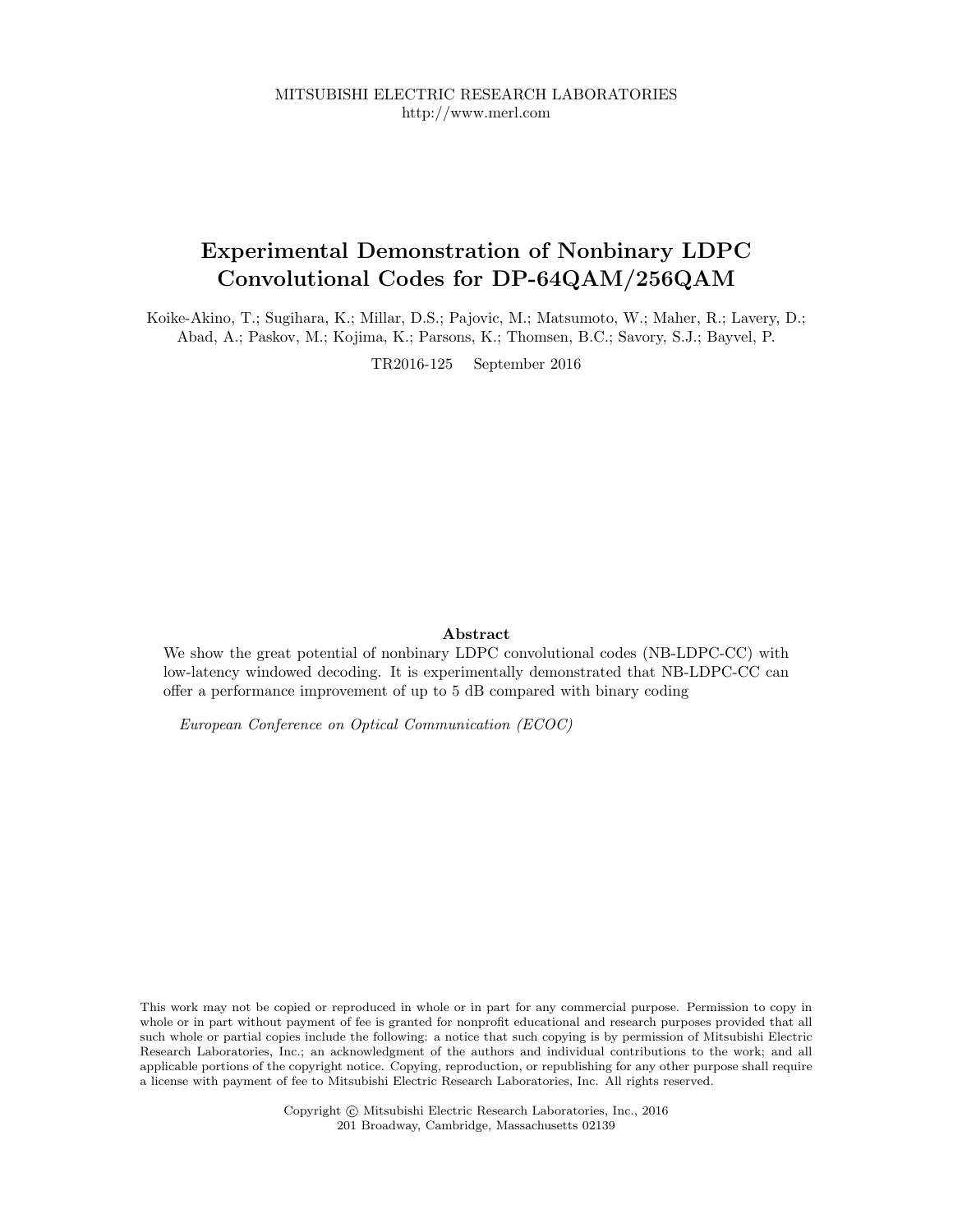MITSUBISHI ELECTRIC RESEARCH LABORATORIES
http://www.merl.com

# Experimental Demonstration of Nonbinary LDPC Convolutional Codes for DP-64QAM/256QAM

Koike-Akino, T.; Sugihara, K.; Millar, D.S.; Pajovic, M.; Matsumoto, W.; Maher, R.; Lavery, D.; Abad, A.; Paskov, M.; Kojima, K.; Parsons, K.; Thomsen, B.C.; Savory, S.J.; Bayvel, P.

TR2016-125 September 2016

### Abstract

We show the great potential of nonbinary LDPC convolutional codes (NB-LDPC-CC) with low-latency windowed decoding. It is experimentally demonstrated that NB-LDPC-CC can offer a performance improvement of up to 5 dB compared with binary coding

*European Conference on Optical Communication (ECOC)*

This work may not be copied or reproduced in whole or in part for any commercial purpose. Permission to copy in whole or in part without payment of fee is granted for nonprofit educational and research purposes provided that all such whole or partial copies include the following: a notice that such copying is by permission of Mitsubishi Electric Research Laboratories, Inc.; an acknowledgment of the authors and individual contributions to the work; and all applicable portions of the copyright notice. Copying, reproduction, or republishing for any other purpose shall require a license with payment of fee to Mitsubishi Electric Research Laboratories, Inc. All rights reserved.

Copyright © Mitsubishi Electric Research Laboratories, Inc., 2016
201 Broadway, Cambridge, Massachusetts 02139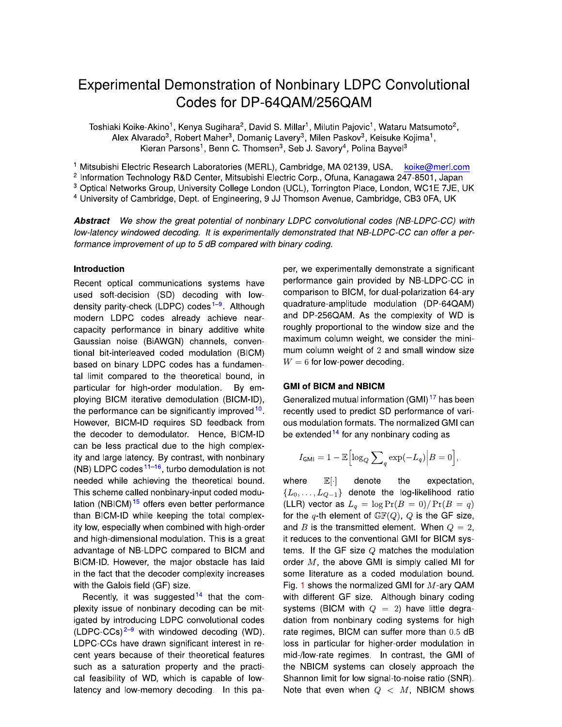# Experimental Demonstration of Nonbinary LDPC Convolutional Codes for DP-64QAM/256QAM

Toshiaki Koike-Akino[1], Kenya Sugihara[2], David S. Millar[1], Milutin Pajovic[1], Wataru Matsumoto[2], Alex Alvarado[3], Robert Maher[3], Domaniç Lavery[3], Milen Paskov[3], Keisuke Kojima[1], Kieran Parsons[1], Benn C. Thomsen[3], Seb J. Savory[4], Polina Bayvel[3]

[1] Mitsubishi Electric Research Laboratories (MERL), Cambridge, MA 02139, USA. koike@merl.com
[2] Information Technology R&D Center, Mitsubishi Electric Corp., Ofuna, Kanagawa 247-8501, Japan
[3] Optical Networks Group, University College London (UCL), Torrington Place, London, WC1E 7JE, UK
[4] University of Cambridge, Dept. of Engineering, 9 JJ Thomson Avenue, Cambridge, CB3 0FA, UK

***Abstract*** *We show the great potential of nonbinary LDPC convolutional codes (NB-LDPC-CC) with low-latency windowed decoding. It is experimentally demonstrated that NB-LDPC-CC can offer a performance improvement of up to 5 dB compared with binary coding.*

## Introduction

Recent optical communications systems have used soft-decision (SD) decoding with low-density parity-check (LDPC) codes[1–9]. Although modern LDPC codes already achieve near-capacity performance in binary additive white Gaussian noise (BiAWGN) channels, conventional bit-interleaved coded modulation (BICM) based on binary LDPC codes has a fundamental limit compared to the theoretical bound, in particular for high-order modulation. By employing BICM iterative demodulation (BICM-ID), the performance can be significantly improved[10]. However, BICM-ID requires SD feedback from the decoder to demodulator. Hence, BICM-ID can be less practical due to the high complexity and large latency. By contrast, with nonbinary (NB) LDPC codes[11–16], turbo demodulation is not needed while achieving the theoretical bound. This scheme called nonbinary-input coded modulation (NBICM)[15] offers even better performance than BICM-ID while keeping the total complexity low, especially when combined with high-order and high-dimensional modulation. This is a great advantage of NB-LDPC compared to BICM and BICM-ID. However, the major obstacle has laid in the fact that the decoder complexity increases with the Galois field (GF) size.

Recently, it was suggested[14] that the complexity issue of nonbinary decoding can be mitigated by introducing LDPC convolutional codes (LDPC-CCs)[2–9] with windowed decoding (WD). LDPC-CCs have drawn significant interest in recent years because of their theoretical features such as a saturation property and the practical feasibility of WD, which is capable of low-latency and low-memory decoding. In this paper, we experimentally demonstrate a significant performance gain provided by NB-LDPC-CC in comparison to BICM, for dual-polarization 64-ary quadrature-amplitude modulation (DP-64QAM) and DP-256QAM. As the complexity of WD is roughly proportional to the window size and the maximum column weight, we consider the minimum column weight of $2$ and small window size $W = 6$ for low-power decoding.

## GMI of BICM and NBICM

Generalized mutual information (GMI)[17] has been recently used to predict SD performance of various modulation formats. The normalized GMI can be extended[14] for any nonbinary coding as

$$I_{\mathsf{GMI}} = 1 - \mathbb{E}\Big[\log_Q \sum_q \exp(-L_q)\Big| B = 0\Big],$$

where $\mathbb{E}[\cdot]$ denote the expectation, $\{L_0, \ldots, L_{Q-1}\}$ denote the log-likelihood ratio (LLR) vector as $L_q = \log \Pr(B = 0)/\Pr(B = q)$ for the $q$-th element of $\mathbb{GF}(Q)$, $Q$ is the GF size, and $B$ is the transmitted element. When $Q = 2$, it reduces to the conventional GMI for BICM systems. If the GF size $Q$ matches the modulation order $M$, the above GMI is simply called MI for some literature as a coded modulation bound. Fig. 1 shows the normalized GMI for $M$-ary QAM with different GF size. Although binary coding systems (BICM with $Q = 2$) have little degradation from nonbinary coding systems for high rate regimes, BICM can suffer more than $0.5$ dB loss in particular for higher-order modulation in mid-/low-rate regimes. In contrast, the GMI of the NBICM systems can closely approach the Shannon limit for low signal-to-noise ratio (SNR). Note that even when $Q < M$, NBICM shows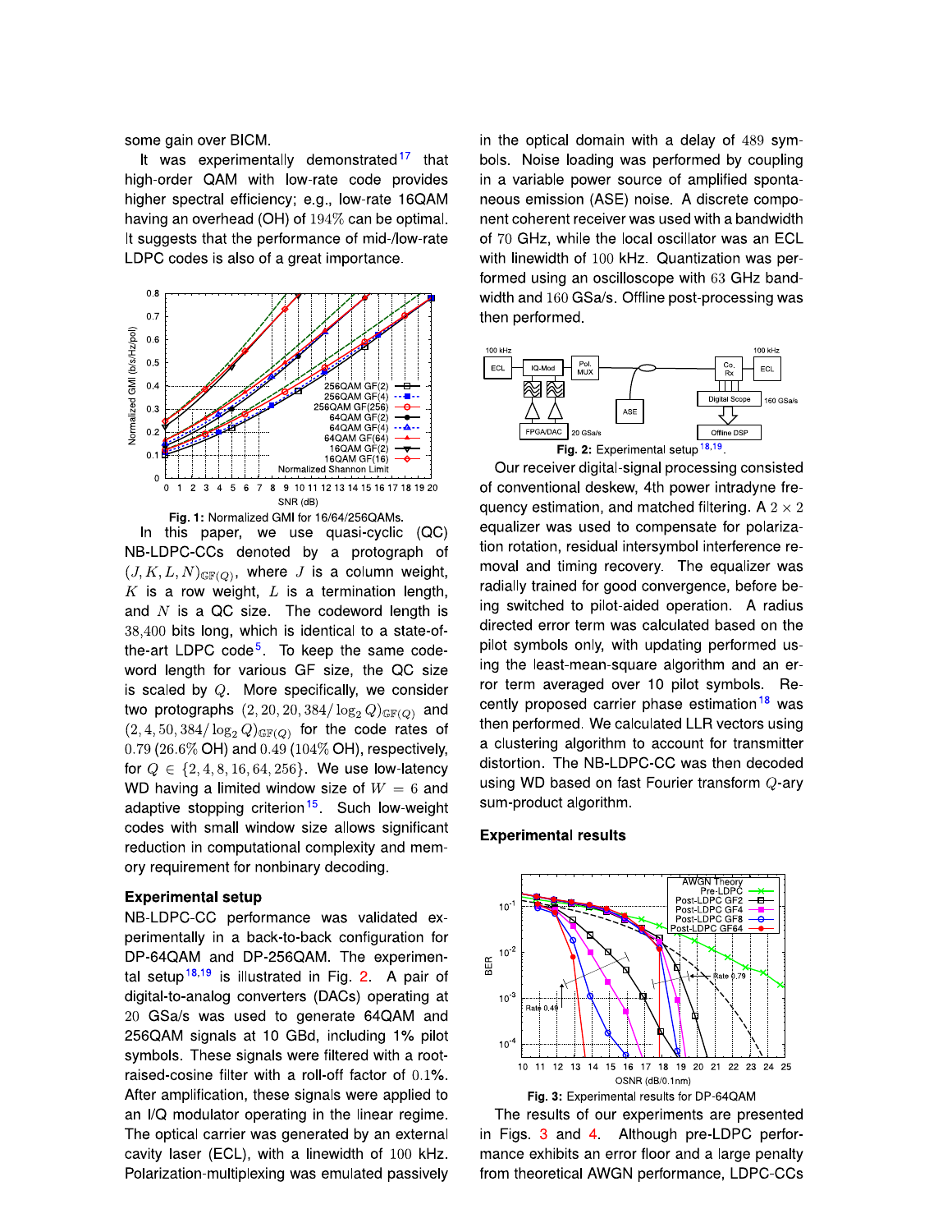some gain over BICM.

It was experimentally demonstrated[17] that high-order QAM with low-rate code provides higher spectral efficiency; e.g., low-rate 16QAM having an overhead (OH) of $194\%$ can be optimal. It suggests that the performance of mid-/low-rate LDPC codes is also of a great importance.

**Fig. 1:** Normalized GMI for 16/64/256QAMs.

In this paper, we use quasi-cyclic (QC) NB-LDPC-CCs denoted by a protograph of $(J, K, L, N)_{\mathbb{GF}(Q)}$, where $J$ is a column weight, $K$ is a row weight, $L$ is a termination length, and $N$ is a QC size. The codeword length is $38{,}400$ bits long, which is identical to a state-of-the-art LDPC code[5]. To keep the same codeword length for various GF size, the QC size is scaled by $Q$. More specifically, we consider two protographs $(2, 20, 20, 384/\log_2 Q)_{\mathbb{GF}(Q)}$ and $(2, 4, 50, 384/\log_2 Q)_{\mathbb{GF}(Q)}$ for the code rates of $0.79$ ($26.6\%$ OH) and $0.49$ ($104\%$ OH), respectively, for $Q \in \{2, 4, 8, 16, 64, 256\}$. We use low-latency WD having a limited window size of $W = 6$ and adaptive stopping criterion[15]. Such low-weight codes with small window size allows significant reduction in computational complexity and memory requirement for nonbinary decoding.

## Experimental setup

NB-LDPC-CC performance was validated experimentally in a back-to-back configuration for DP-64QAM and DP-256QAM. The experimental setup[18,19] is illustrated in Fig. 2. A pair of digital-to-analog converters (DACs) operating at $20$ GSa/s was used to generate 64QAM and 256QAM signals at 10 GBd, including 1% pilot symbols. These signals were filtered with a root-raised-cosine filter with a roll-off factor of $0.1\%$. After amplification, these signals were applied to an I/Q modulator operating in the linear regime. The optical carrier was generated by an external cavity laser (ECL), with a linewidth of $100$ kHz. Polarization-multiplexing was emulated passively in the optical domain with a delay of $489$ symbols. Noise loading was performed by coupling in a variable power source of amplified spontaneous emission (ASE) noise. A discrete component coherent receiver was used with a bandwidth of $70$ GHz, while the local oscillator was an ECL with linewidth of $100$ kHz. Quantization was performed using an oscilloscope with $63$ GHz bandwidth and $160$ GSa/s. Offline post-processing was then performed.

**Fig. 2:** Experimental setup[18,19].

Our receiver digital-signal processing consisted of conventional deskew, 4th power intradyne frequency estimation, and matched filtering. A $2 \times 2$ equalizer was used to compensate for polarization rotation, residual intersymbol interference removal and timing recovery. The equalizer was radially trained for good convergence, before being switched to pilot-aided operation. A radius directed error term was calculated based on the pilot symbols only, with updating performed using the least-mean-square algorithm and an error term averaged over 10 pilot symbols. Recently proposed carrier phase estimation[18] was then performed. We calculated LLR vectors using a clustering algorithm to account for transmitter distortion. The NB-LDPC-CC was then decoded using WD based on fast Fourier transform $Q$-ary sum-product algorithm.

## Experimental results

**Fig. 3:** Experimental results for DP-64QAM

The results of our experiments are presented in Figs. 3 and 4. Although pre-LDPC performance exhibits an error floor and a large penalty from theoretical AWGN performance, LDPC-CCs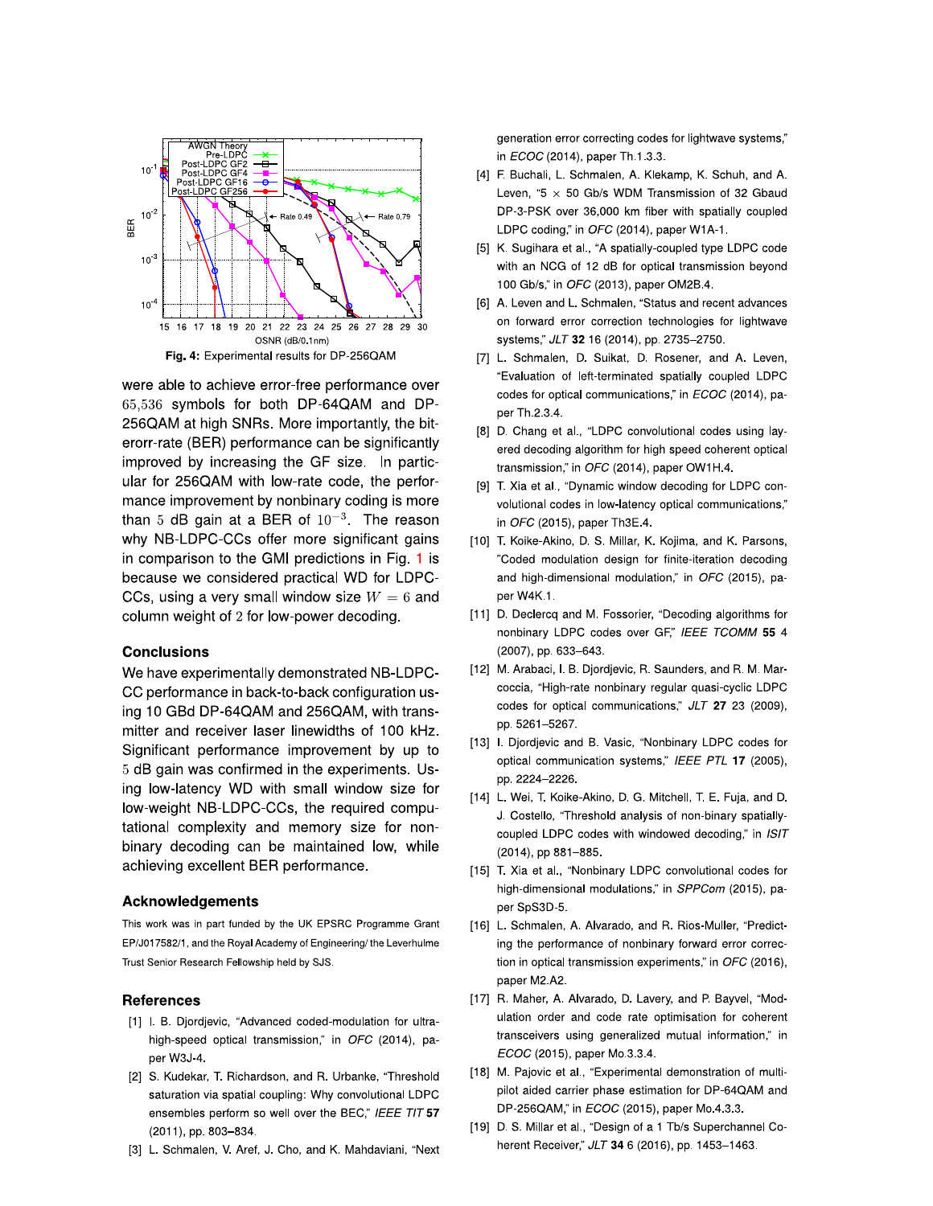AWGN Theory
Pre-LDPC
Post-LDPC GF2
Post-LDPC GF4
Post-LDPC GF16
Post-LDPC GF256
BER
$10^{-1}$
$10^{-2}$
$10^{-3}$
$10^{-4}$
Rate 0.49
Rate 0.79
15 16 17 18 19 20 21 22 23 24 25 26 27 28 29 30
OSNR (dB/0.1nm)

**Fig. 4:** Experimental results for DP-256QAM

were able to achieve error-free performance over $65{,}536$ symbols for both DP-64QAM and DP-256QAM at high SNRs. More importantly, the bit-erorr-rate (BER) performance can be significantly improved by increasing the GF size. In particular for 256QAM with low-rate code, the performance improvement by nonbinary coding is more than $5$ dB gain at a BER of $10^{-3}$. The reason why NB-LDPC-CCs offer more significant gains in comparison to the GMI predictions in Fig. 1 is because we considered practical WD for LDPC-CCs, using a very small window size $W = 6$ and column weight of $2$ for low-power decoding.

## Conclusions

We have experimentally demonstrated NB-LDPC-CC performance in back-to-back configuration using 10 GBd DP-64QAM and 256QAM, with transmitter and receiver laser linewidths of 100 kHz. Significant performance improvement by up to $5$ dB gain was confirmed in the experiments. Using low-latency WD with small window size for low-weight NB-LDPC-CCs, the required computational complexity and memory size for nonbinary decoding can be maintained low, while achieving excellent BER performance.

## Acknowledgements

This work was in part funded by the UK EPSRC Programme Grant EP/J017582/1, and the Royal Academy of Engineering/ the Leverhulme Trust Senior Research Fellowship held by SJS.

## References

[1] I. B. Djordjevic, "Advanced coded-modulation for ultra-high-speed optical transmission," in *OFC* (2014), paper W3J-4.

[2] S. Kudekar, T. Richardson, and R. Urbanke, "Threshold saturation via spatial coupling: Why convolutional LDPC ensembles perform so well over the BEC," *IEEE TIT* **57** (2011), pp. 803–834.

[3] L. Schmalen, V. Aref, J. Cho, and K. Mahdaviani, "Next generation error correcting codes for lightwave systems," in *ECOC* (2014), paper Th.1.3.3.

[4] F. Buchali, L. Schmalen, A. Klekamp, K. Schuh, and A. Leven, "5 × 50 Gb/s WDM Transmission of 32 Gbaud DP-3-PSK over 36,000 km fiber with spatially coupled LDPC coding," in *OFC* (2014), paper W1A-1.

[5] K. Sugihara et al., "A spatially-coupled type LDPC code with an NCG of 12 dB for optical transmission beyond 100 Gb/s," in *OFC* (2013), paper OM2B.4.

[6] A. Leven and L. Schmalen, "Status and recent advances on forward error correction technologies for lightwave systems," *JLT* **32** 16 (2014), pp. 2735–2750.

[7] L. Schmalen, D. Suikat, D. Rosener, and A. Leven, "Evaluation of left-terminated spatially coupled LDPC codes for optical communications," in *ECOC* (2014), paper Th.2.3.4.

[8] D. Chang et al., "LDPC convolutional codes using layered decoding algorithm for high speed coherent optical transmission," in *OFC* (2014), paper OW1H.4.

[9] T. Xia et al., "Dynamic window decoding for LDPC convolutional codes in low-latency optical communications," in *OFC* (2015), paper Th3E.4.

[10] T. Koike-Akino, D. S. Millar, K. Kojima, and K. Parsons, "Coded modulation design for finite-iteration decoding and high-dimensional modulation," in *OFC* (2015), paper W4K.1.

[11] D. Declercq and M. Fossorier, "Decoding algorithms for nonbinary LDPC codes over GF," *IEEE TCOMM* **55** 4 (2007), pp. 633–643.

[12] M. Arabaci, I. B. Djordjevic, R. Saunders, and R. M. Marcoccia, "High-rate nonbinary regular quasi-cyclic LDPC codes for optical communications," *JLT* **27** 23 (2009), pp. 5261–5267.

[13] I. Djordjevic and B. Vasic, "Nonbinary LDPC codes for optical communication systems," *IEEE PTL* **17** (2005), pp. 2224–2226.

[14] L. Wei, T. Koike-Akino, D. G. Mitchell, T. E. Fuja, and D. J. Costello, "Threshold analysis of non-binary spatially-coupled LDPC codes with windowed decoding," in *ISIT* (2014), pp 881–885.

[15] T. Xia et al., "Nonbinary LDPC convolutional codes for high-dimensional modulations," in *SPPCom* (2015), paper SpS3D-5.

[16] L. Schmalen, A. Alvarado, and R. Rios-Muller, "Predicting the performance of nonbinary forward error correction in optical transmission experiments," in *OFC* (2016), paper M2.A2.

[17] R. Maher, A. Alvarado, D. Lavery, and P. Bayvel, "Modulation order and code rate optimisation for coherent transceivers using generalized mutual information," in *ECOC* (2015), paper Mo.3.3.4.

[18] M. Pajovic et al., "Experimental demonstration of multi-pilot aided carrier phase estimation for DP-64QAM and DP-256QAM," in *ECOC* (2015), paper Mo.4.3.3.

[19] D. S. Millar et al., "Design of a 1 Tb/s Superchannel Coherent Receiver," *JLT* **34** 6 (2016), pp. 1453–1463.